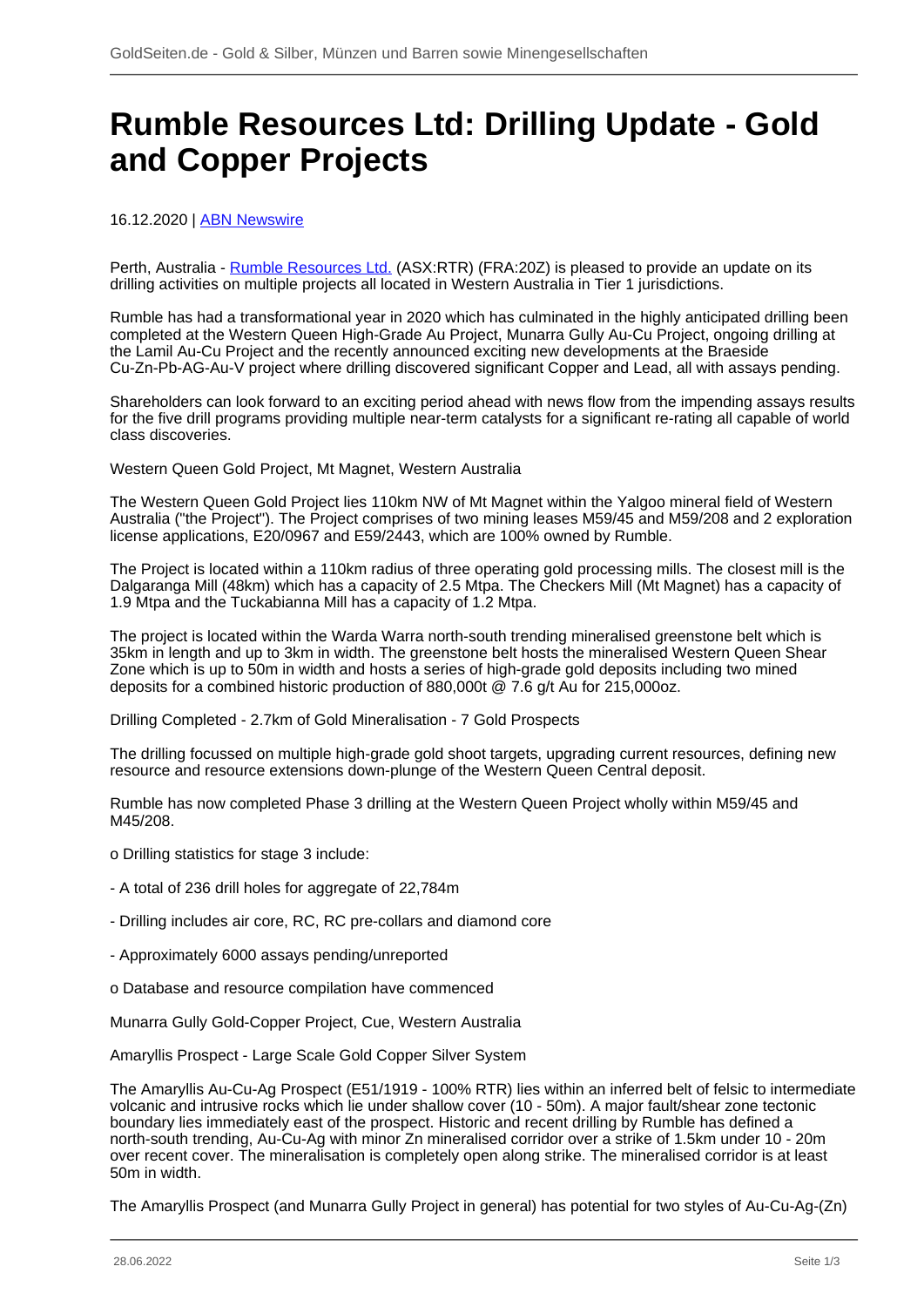# Rumble Resources Ltd: Drilling Update - Gold and Copper Projects

16.12.2020 | ABN Newswire

Perth, Australia - Rumble Resources Ltd. (ASX:RTR) (FRA:20Z) is pleased to provide an update on its drilling activities on multiple projects all located in Western Australia in Tier 1 jurisdictions.

Rumble has had a transformational year in 2020 which has culminated in the highly anticipated drilling been completed at the Western Queen High-Grade Au Project, Munarra Gully Au-Cu Project, ongoing drilling at the Lamil Au-Cu Project and the recently announced exciting new developments at the Braeside Cu-Zn-Pb-AG-Au-V project where drilling discovered significant Copper and Lead, all with assays pending.

Shareholders can look forward to an exciting period ahead with news flow from the impending assays results for the five drill programs providing multiple near-term catalysts for a significant re-rating all capable of world class discoveries.

Western Queen Gold Project, Mt Magnet, Western Australia

The Western Queen Gold Project lies 110km NW of Mt Magnet within the Yalgoo mineral field of Western Australia ("the Project"). The Project comprises of two mining leases M59/45 and M59/208 and 2 exploration license applications, E20/0967 and E59/2443, which are 100% owned by Rumble.

The Project is located within a 110km radius of three operating gold processing mills. The closest mill is the Dalgaranga Mill (48km) which has a capacity of 2.5 Mtpa. The Checkers Mill (Mt Magnet) has a capacity of 1.9 Mtpa and the Tuckabianna Mill has a capacity of 1.2 Mtpa.

The project is located within the Warda Warra north-south trending mineralised greenstone belt which is 35km in length and up to 3km in width. The greenstone belt hosts the mineralised Western Queen Shear Zone which is up to 50m in width and hosts a series of high-grade gold deposits including two mined deposits for a combined historic production of 880,000t @ 7.6 g/t Au for 215,000oz.

Drilling Completed - 2.7km of Gold Mineralisation - 7 Gold Prospects

The drilling focussed on multiple high-grade gold shoot targets, upgrading current resources, defining new resource and resource extensions down-plunge of the Western Queen Central deposit.

Rumble has now completed Phase 3 drilling at the Western Queen Project wholly within M59/45 and M45/208.

o Drilling statistics for stage 3 include:

- A total of 236 drill holes for aggregate of 22,784m

- Drilling includes air core, RC, RC pre-collars and diamond core

- Approximately 6000 assays pending/unreported

o Database and resource compilation have commenced

Munarra Gully Gold-Copper Project, Cue, Western Australia

Amaryllis Prospect - Large Scale Gold Copper Silver System

The Amaryllis Au-Cu-Ag Prospect (E51/1919 - 100% RTR) lies within an inferred belt of felsic to intermediate volcanic and intrusive rocks which lie under shallow cover (10 - 50m). A major fault/shear zone tectonic boundary lies immediately east of the prospect. Historic and recent drilling by Rumble has defined a north-south trending, Au-Cu-Ag with minor Zn mineralised corridor over a strike of 1.5km under 10 - 20m over recent cover. The mineralisation is completely open along strike. The mineralised corridor is at least 50m in width.

The Amaryllis Prospect (and Munarra Gully Project in general) has potential for two styles of Au-Cu-Ag-(Zn)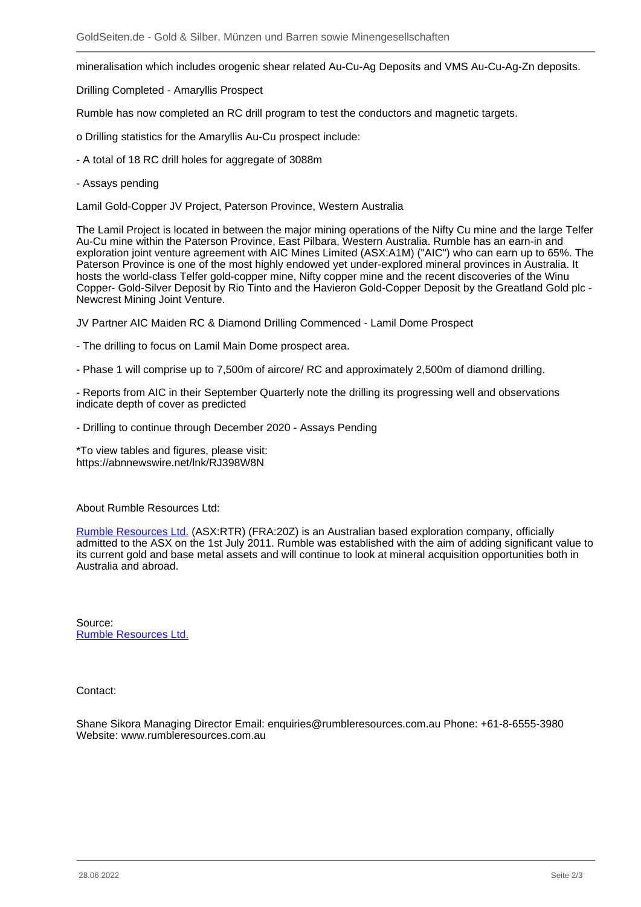mineralisation which includes orogenic shear related Au-Cu-Ag Deposits and VMS Au-Cu-Ag-Zn deposits.

Drilling Completed - Amaryllis Prospect

Rumble has now completed an RC drill program to test the conductors and magnetic targets.

o Drilling statistics for the Amaryllis Au-Cu prospect include:

- A total of 18 RC drill holes for aggregate of 3088m

- Assays pending

Lamil Gold-Copper JV Project, Paterson Province, Western Australia

The Lamil Project is located in between the major mining operations of the Nifty Cu mine and the large Telfer Au-Cu mine within the Paterson Province, East Pilbara, Western Australia. Rumble has an earn-in and exploration joint venture agreement with AIC Mines Limited (ASX:A1M) ("AIC") who can earn up to 65%. The Paterson Province is one of the most highly endowed yet under-explored mineral provinces in Australia. It hosts the world-class Telfer gold-copper mine, Nifty copper mine and the recent discoveries of the Winu Copper- Gold-Silver Deposit by Rio Tinto and the Havieron Gold-Copper Deposit by the Greatland Gold plc - Newcrest Mining Joint Venture.

JV Partner AIC Maiden RC & Diamond Drilling Commenced - Lamil Dome Prospect

- The drilling to focus on Lamil Main Dome prospect area.

- Phase 1 will comprise up to 7,500m of aircore/ RC and approximately 2,500m of diamond drilling.

- Reports from AIC in their September Quarterly note the drilling its progressing well and observations indicate depth of cover as predicted

- Drilling to continue through December 2020 - Assays Pending

*To view tables and figures, please visit:
https://abnnewswire.net/lnk/RJ398W8N

About Rumble Resources Ltd:

Rumble Resources Ltd. (ASX:RTR) (FRA:20Z) is an Australian based exploration company, officially admitted to the ASX on the 1st July 2011. Rumble was established with the aim of adding significant value to its current gold and base metal assets and will continue to look at mineral acquisition opportunities both in Australia and abroad.

Source:
Rumble Resources Ltd.

Contact:

Shane Sikora Managing Director Email: enquiries@rumbleresources.com.au Phone: +61-8-6555-3980
Website: www.rumbleresources.com.au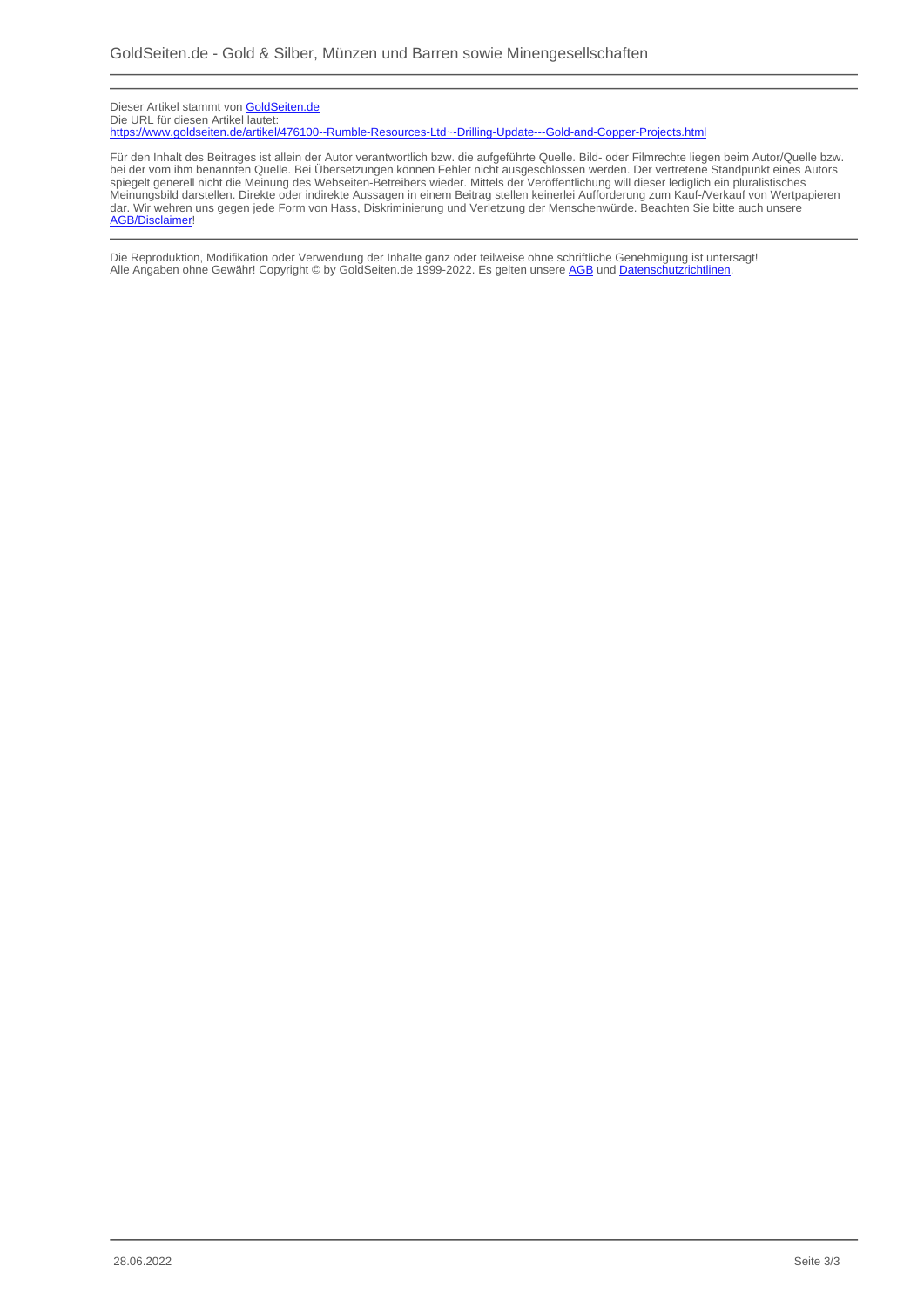Dieser Artikel stammt von GoldSeiten.de
Die URL für diesen Artikel lautet:
https://www.goldseiten.de/artikel/476100--Rumble-Resources-Ltd~-Drilling-Update---Gold-and-Copper-Projects.html

Für den Inhalt des Beitrages ist allein der Autor verantwortlich bzw. die aufgeführte Quelle. Bild- oder Filmrechte liegen beim Autor/Quelle bzw. bei der vom ihm benannten Quelle. Bei Übersetzungen können Fehler nicht ausgeschlossen werden. Der vertretene Standpunkt eines Autors spiegelt generell nicht die Meinung des Webseiten-Betreibers wieder. Mittels der Veröffentlichung will dieser lediglich ein pluralistisches Meinungsbild darstellen. Direkte oder indirekte Aussagen in einem Beitrag stellen keinerlei Aufforderung zum Kauf-/Verkauf von Wertpapieren dar. Wir wehren uns gegen jede Form von Hass, Diskriminierung und Verletzung der Menschenwürde. Beachten Sie bitte auch unsere AGB/Disclaimer!

Die Reproduktion, Modifikation oder Verwendung der Inhalte ganz oder teilweise ohne schriftliche Genehmigung ist untersagt!
Alle Angaben ohne Gewähr! Copyright © by GoldSeiten.de 1999-2022. Es gelten unsere AGB und Datenschutzrichtlinen.